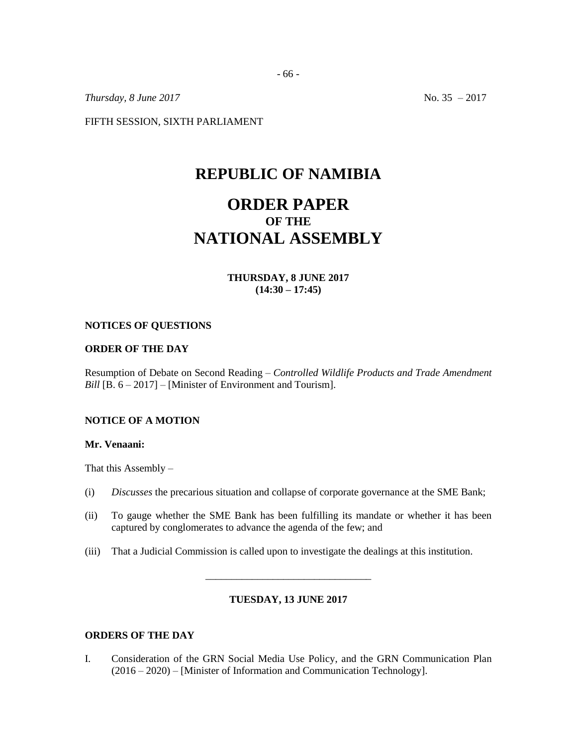*Thursday, 8 June 2017* No. 35 – 2017

FIFTH SESSION, SIXTH PARLIAMENT

# REPUBLIC OF NAMIBIA

# ORDER PAPER
## OF THE
# NATIONAL ASSEMBLY

**THURSDAY, 8 JUNE 2017**
**(14:30 – 17:45)**

**NOTICES OF QUESTIONS**

**ORDER OF THE DAY**

Resumption of Debate on Second Reading – *Controlled Wildlife Products and Trade Amendment Bill* [B. 6 – 2017] – [Minister of Environment and Tourism].

**NOTICE OF A MOTION**

**Mr. Venaani:**

That this Assembly –

(i) *Discusses* the precarious situation and collapse of corporate governance at the SME Bank;

(ii) To gauge whether the SME Bank has been fulfilling its mandate or whether it has been captured by conglomerates to advance the agenda of the few; and

(iii) That a Judicial Commission is called upon to investigate the dealings at this institution.

---

**TUESDAY, 13 JUNE 2017**

**ORDERS OF THE DAY**

I. Consideration of the GRN Social Media Use Policy, and the GRN Communication Plan (2016 – 2020) – [Minister of Information and Communication Technology].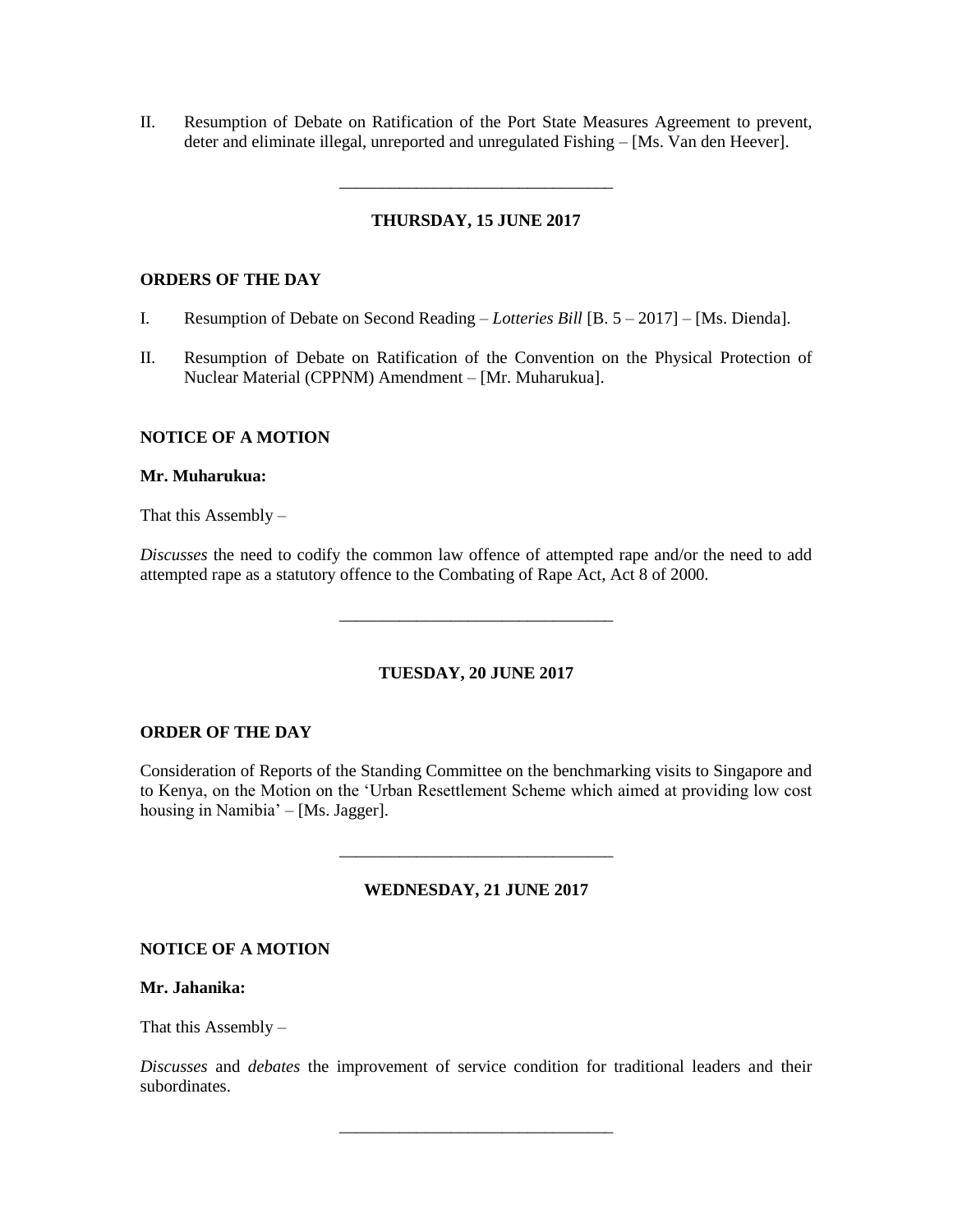II. Resumption of Debate on Ratification of the Port State Measures Agreement to prevent, deter and eliminate illegal, unreported and unregulated Fishing – [Ms. Van den Heever].

---

**THURSDAY, 15 JUNE 2017**

**ORDERS OF THE DAY**

I. Resumption of Debate on Second Reading – *Lotteries Bill* [B. 5 – 2017] – [Ms. Dienda].

II. Resumption of Debate on Ratification of the Convention on the Physical Protection of Nuclear Material (CPPNM) Amendment – [Mr. Muharukua].

**NOTICE OF A MOTION**

**Mr. Muharukua:**

That this Assembly –

*Discusses* the need to codify the common law offence of attempted rape and/or the need to add attempted rape as a statutory offence to the Combating of Rape Act, Act 8 of 2000.

---

**TUESDAY, 20 JUNE 2017**

**ORDER OF THE DAY**

Consideration of Reports of the Standing Committee on the benchmarking visits to Singapore and to Kenya, on the Motion on the 'Urban Resettlement Scheme which aimed at providing low cost housing in Namibia' – [Ms. Jagger].

---

**WEDNESDAY, 21 JUNE 2017**

**NOTICE OF A MOTION**

**Mr. Jahanika:**

That this Assembly –

*Discusses* and *debates* the improvement of service condition for traditional leaders and their subordinates.

---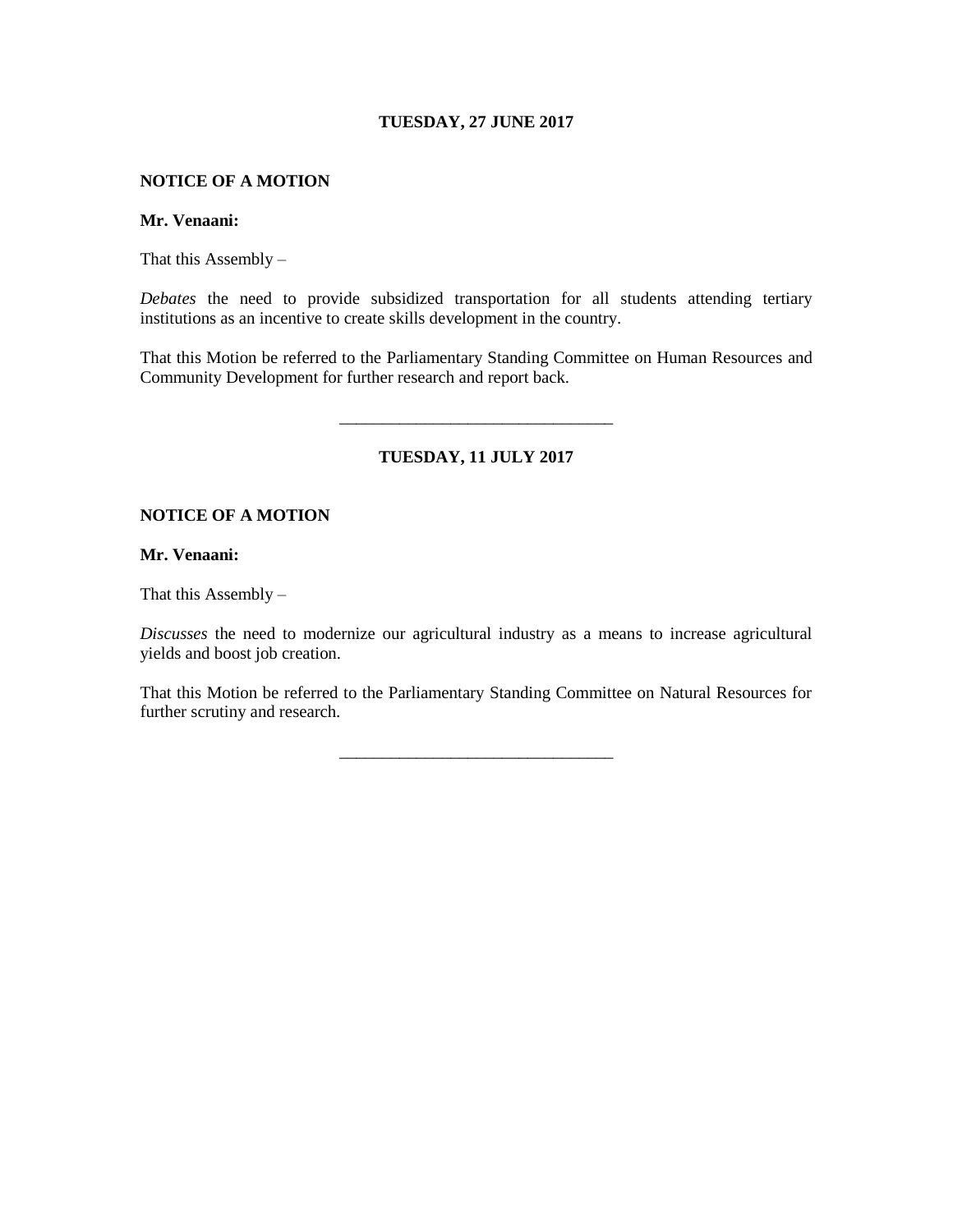**TUESDAY, 27 JUNE 2017**

**NOTICE OF A MOTION**

**Mr. Venaani:**

That this Assembly –

*Debates* the need to provide subsidized transportation for all students attending tertiary institutions as an incentive to create skills development in the country.

That this Motion be referred to the Parliamentary Standing Committee on Human Resources and Community Development for further research and report back.

---

**TUESDAY, 11 JULY 2017**

**NOTICE OF A MOTION**

**Mr. Venaani:**

That this Assembly –

*Discusses* the need to modernize our agricultural industry as a means to increase agricultural yields and boost job creation.

That this Motion be referred to the Parliamentary Standing Committee on Natural Resources for further scrutiny and research.

---